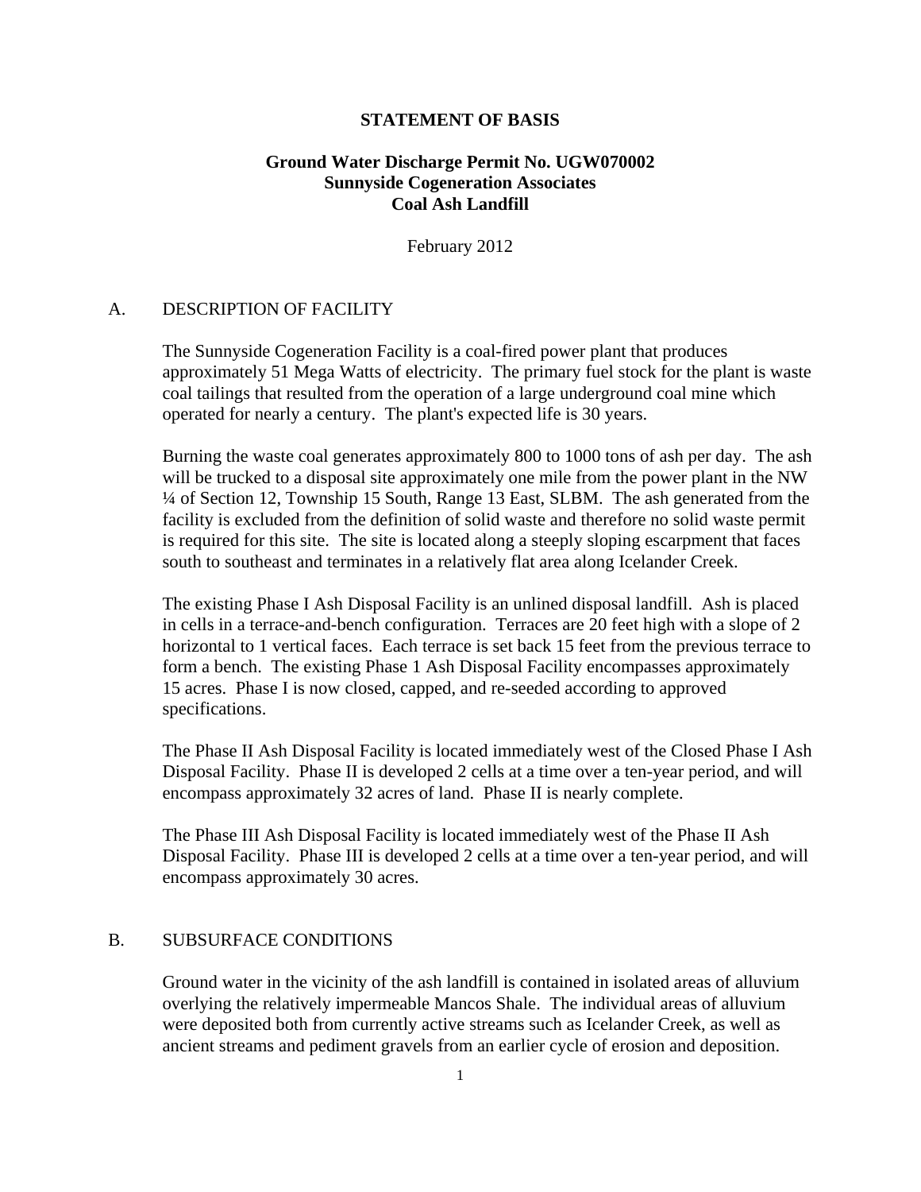# STATEMENT OF BASIS

## Ground Water Discharge Permit No. UGW070002
## Sunnyside Cogeneration Associates
## Coal Ash Landfill

February 2012

## A. DESCRIPTION OF FACILITY

The Sunnyside Cogeneration Facility is a coal-fired power plant that produces approximately 51 Mega Watts of electricity. The primary fuel stock for the plant is waste coal tailings that resulted from the operation of a large underground coal mine which operated for nearly a century. The plant's expected life is 30 years.

Burning the waste coal generates approximately 800 to 1000 tons of ash per day. The ash will be trucked to a disposal site approximately one mile from the power plant in the NW ¼ of Section 12, Township 15 South, Range 13 East, SLBM. The ash generated from the facility is excluded from the definition of solid waste and therefore no solid waste permit is required for this site. The site is located along a steeply sloping escarpment that faces south to southeast and terminates in a relatively flat area along Icelander Creek.

The existing Phase I Ash Disposal Facility is an unlined disposal landfill. Ash is placed in cells in a terrace-and-bench configuration. Terraces are 20 feet high with a slope of 2 horizontal to 1 vertical faces. Each terrace is set back 15 feet from the previous terrace to form a bench. The existing Phase 1 Ash Disposal Facility encompasses approximately 15 acres. Phase I is now closed, capped, and re-seeded according to approved specifications.

The Phase II Ash Disposal Facility is located immediately west of the Closed Phase I Ash Disposal Facility. Phase II is developed 2 cells at a time over a ten-year period, and will encompass approximately 32 acres of land. Phase II is nearly complete.

The Phase III Ash Disposal Facility is located immediately west of the Phase II Ash Disposal Facility. Phase III is developed 2 cells at a time over a ten-year period, and will encompass approximately 30 acres.

## B. SUBSURFACE CONDITIONS

Ground water in the vicinity of the ash landfill is contained in isolated areas of alluvium overlying the relatively impermeable Mancos Shale. The individual areas of alluvium were deposited both from currently active streams such as Icelander Creek, as well as ancient streams and pediment gravels from an earlier cycle of erosion and deposition.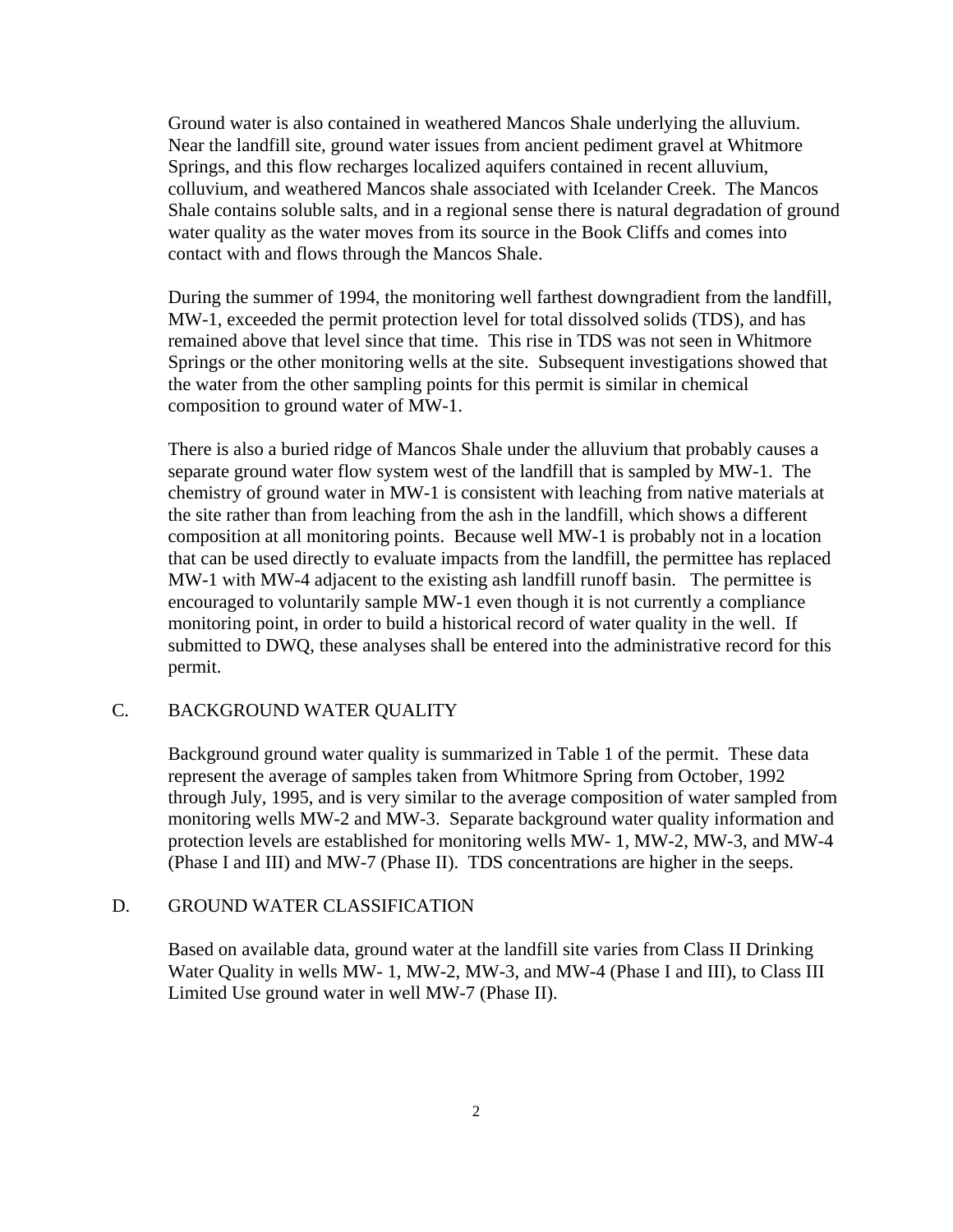Ground water is also contained in weathered Mancos Shale underlying the alluvium. Near the landfill site, ground water issues from ancient pediment gravel at Whitmore Springs, and this flow recharges localized aquifers contained in recent alluvium, colluvium, and weathered Mancos shale associated with Icelander Creek. The Mancos Shale contains soluble salts, and in a regional sense there is natural degradation of ground water quality as the water moves from its source in the Book Cliffs and comes into contact with and flows through the Mancos Shale.

During the summer of 1994, the monitoring well farthest downgradient from the landfill, MW-1, exceeded the permit protection level for total dissolved solids (TDS), and has remained above that level since that time. This rise in TDS was not seen in Whitmore Springs or the other monitoring wells at the site. Subsequent investigations showed that the water from the other sampling points for this permit is similar in chemical composition to ground water of MW-1.

There is also a buried ridge of Mancos Shale under the alluvium that probably causes a separate ground water flow system west of the landfill that is sampled by MW-1. The chemistry of ground water in MW-1 is consistent with leaching from native materials at the site rather than from leaching from the ash in the landfill, which shows a different composition at all monitoring points. Because well MW-1 is probably not in a location that can be used directly to evaluate impacts from the landfill, the permittee has replaced MW-1 with MW-4 adjacent to the existing ash landfill runoff basin. The permittee is encouraged to voluntarily sample MW-1 even though it is not currently a compliance monitoring point, in order to build a historical record of water quality in the well. If submitted to DWQ, these analyses shall be entered into the administrative record for this permit.

## C. BACKGROUND WATER QUALITY

Background ground water quality is summarized in Table 1 of the permit. These data represent the average of samples taken from Whitmore Spring from October, 1992 through July, 1995, and is very similar to the average composition of water sampled from monitoring wells MW-2 and MW-3. Separate background water quality information and protection levels are established for monitoring wells MW- 1, MW-2, MW-3, and MW-4 (Phase I and III) and MW-7 (Phase II). TDS concentrations are higher in the seeps.

## D. GROUND WATER CLASSIFICATION

Based on available data, ground water at the landfill site varies from Class II Drinking Water Quality in wells MW- 1, MW-2, MW-3, and MW-4 (Phase I and III), to Class III Limited Use ground water in well MW-7 (Phase II).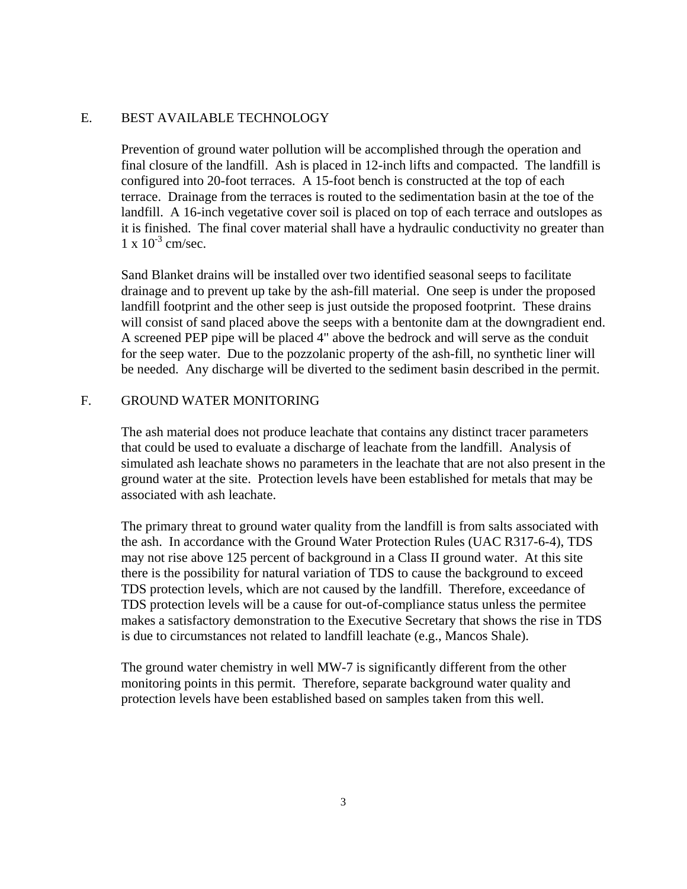## E. BEST AVAILABLE TECHNOLOGY

Prevention of ground water pollution will be accomplished through the operation and final closure of the landfill. Ash is placed in 12-inch lifts and compacted. The landfill is configured into 20-foot terraces. A 15-foot bench is constructed at the top of each terrace. Drainage from the terraces is routed to the sedimentation basin at the toe of the landfill. A 16-inch vegetative cover soil is placed on top of each terrace and outslopes as it is finished. The final cover material shall have a hydraulic conductivity no greater than $1 \times 10^{-3}$ cm/sec.

Sand Blanket drains will be installed over two identified seasonal seeps to facilitate drainage and to prevent up take by the ash-fill material. One seep is under the proposed landfill footprint and the other seep is just outside the proposed footprint. These drains will consist of sand placed above the seeps with a bentonite dam at the downgradient end. A screened PEP pipe will be placed 4" above the bedrock and will serve as the conduit for the seep water. Due to the pozzolanic property of the ash-fill, no synthetic liner will be needed. Any discharge will be diverted to the sediment basin described in the permit.

## F. GROUND WATER MONITORING

The ash material does not produce leachate that contains any distinct tracer parameters that could be used to evaluate a discharge of leachate from the landfill. Analysis of simulated ash leachate shows no parameters in the leachate that are not also present in the ground water at the site. Protection levels have been established for metals that may be associated with ash leachate.

The primary threat to ground water quality from the landfill is from salts associated with the ash. In accordance with the Ground Water Protection Rules (UAC R317-6-4), TDS may not rise above 125 percent of background in a Class II ground water. At this site there is the possibility for natural variation of TDS to cause the background to exceed TDS protection levels, which are not caused by the landfill. Therefore, exceedance of TDS protection levels will be a cause for out-of-compliance status unless the permitee makes a satisfactory demonstration to the Executive Secretary that shows the rise in TDS is due to circumstances not related to landfill leachate (e.g., Mancos Shale).

The ground water chemistry in well MW-7 is significantly different from the other monitoring points in this permit. Therefore, separate background water quality and protection levels have been established based on samples taken from this well.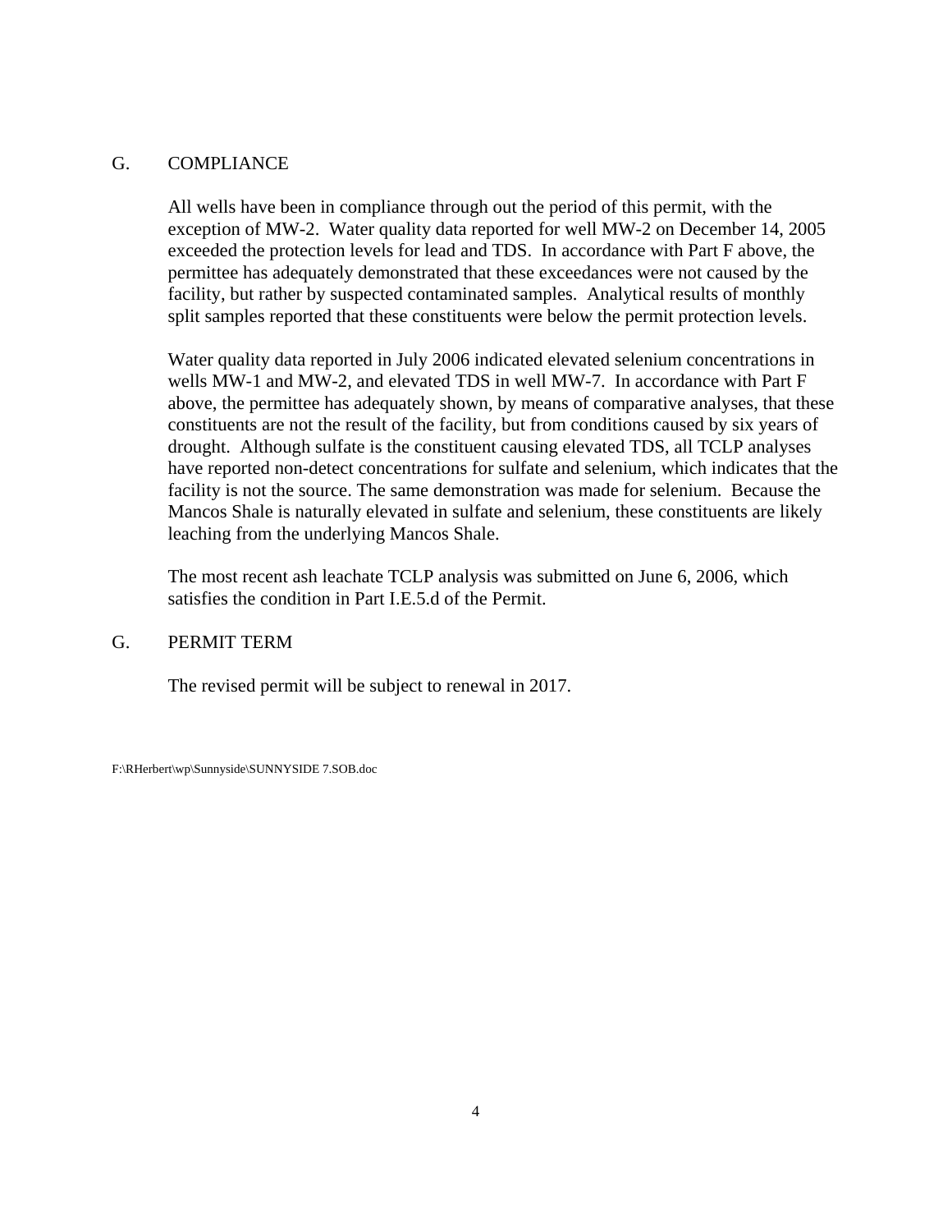## G. COMPLIANCE

All wells have been in compliance through out the period of this permit, with the exception of MW-2. Water quality data reported for well MW-2 on December 14, 2005 exceeded the protection levels for lead and TDS. In accordance with Part F above, the permittee has adequately demonstrated that these exceedances were not caused by the facility, but rather by suspected contaminated samples. Analytical results of monthly split samples reported that these constituents were below the permit protection levels.

Water quality data reported in July 2006 indicated elevated selenium concentrations in wells MW-1 and MW-2, and elevated TDS in well MW-7. In accordance with Part F above, the permittee has adequately shown, by means of comparative analyses, that these constituents are not the result of the facility, but from conditions caused by six years of drought. Although sulfate is the constituent causing elevated TDS, all TCLP analyses have reported non-detect concentrations for sulfate and selenium, which indicates that the facility is not the source. The same demonstration was made for selenium. Because the Mancos Shale is naturally elevated in sulfate and selenium, these constituents are likely leaching from the underlying Mancos Shale.

The most recent ash leachate TCLP analysis was submitted on June 6, 2006, which satisfies the condition in Part I.E.5.d of the Permit.

## G. PERMIT TERM

The revised permit will be subject to renewal in 2017.

F:\RHerbert\wp\Sunnyside\SUNNYSIDE 7.SOB.doc